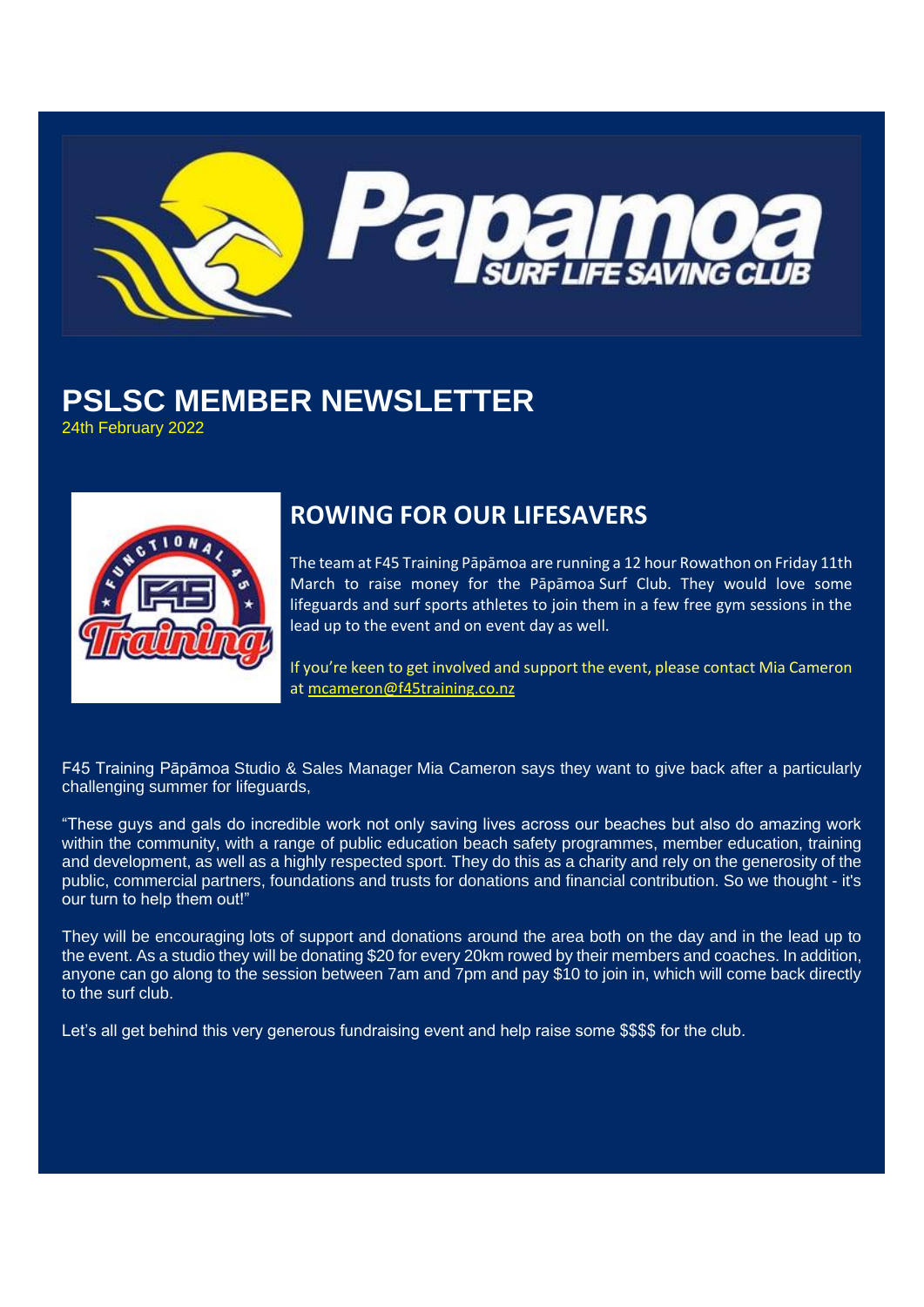# PSLSC MEMBER NEWSLETTER

24th February 2022

## ROWING FOR OUR LIFESAVERS

The team at F45 Training Pāpāmoa are running a 12 hour Rowathon on Friday 11th March to raise money for the Pāpāmoa Surf Club. They would love some lifeguards and surf sports athletes to join them in a few free gym sessions in the lead up to the event and on event day as well.

If you're keen to get involved and support the event, please contact Mia Cameron at mcameron@f45training.co.nz

F45 Training Pāpāmoa Studio & Sales Manager Mia Cameron says they want to give back after a particularly challenging summer for lifeguards,

"These guys and gals do incredible work not only saving lives across our beaches but also do amazing work within the community, with a range of public education beach safety programmes, member education, training and development, as well as a highly respected sport. They do this as a charity and rely on the generosity of the public, commercial partners, foundations and trusts for donations and financial contribution. So we thought - it's our turn to help them out!"

They will be encouraging lots of support and donations around the area both on the day and in the lead up to the event. As a studio they will be donating $20 for every 20km rowed by their members and coaches. In addition, anyone can go along to the session between 7am and 7pm and pay $10 to join in, which will come back directly to the surf club.

Let's all get behind this very generous fundraising event and help raise some $$$$ for the club.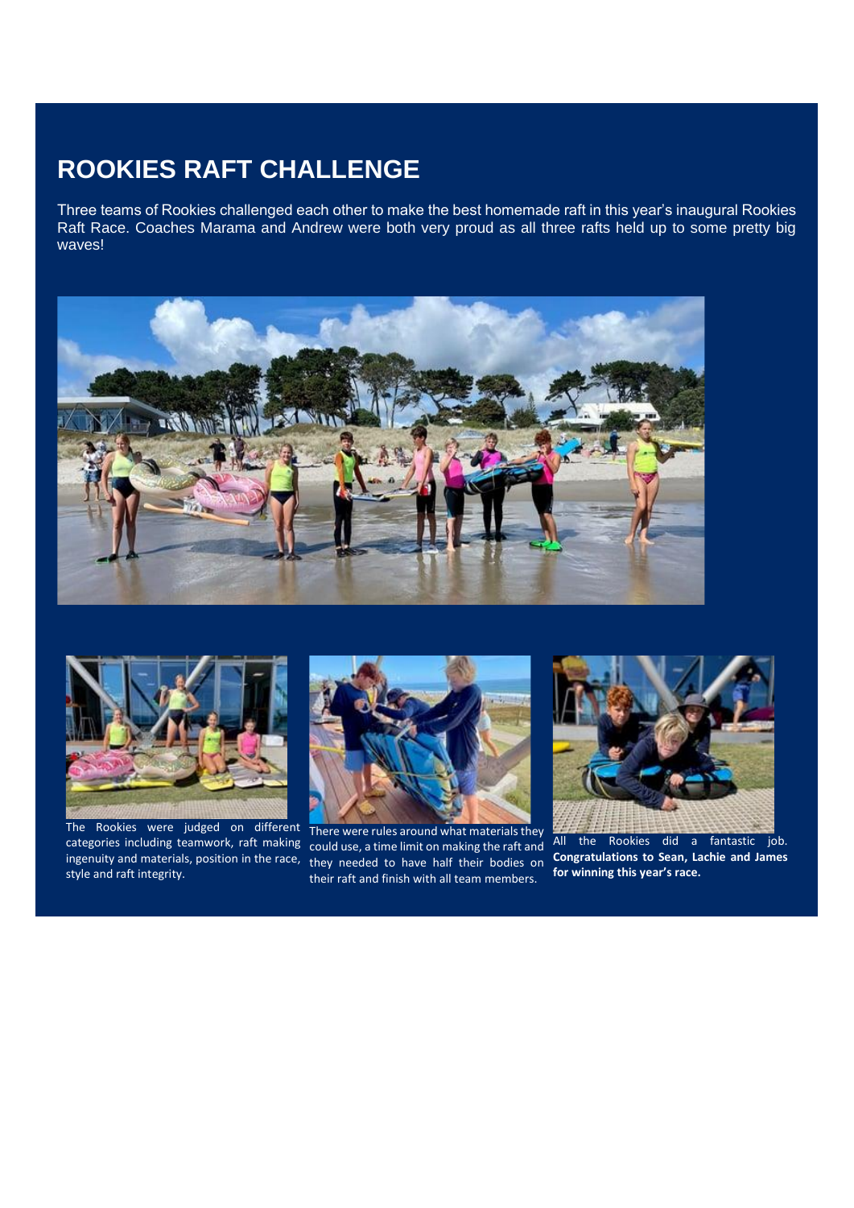# ROOKIES RAFT CHALLENGE

Three teams of Rookies challenged each other to make the best homemade raft in this year's inaugural Rookies Raft Race. Coaches Marama and Andrew were both very proud as all three rafts held up to some pretty big waves!

The Rookies were judged on different categories including teamwork, raft making ingenuity and materials, position in the race, style and raft integrity.

There were rules around what materials they could use, a time limit on making the raft and they needed to have half their bodies on their raft and finish with all team members.

All the Rookies did a fantastic job. **Congratulations to Sean, Lachie and James for winning this year's race.**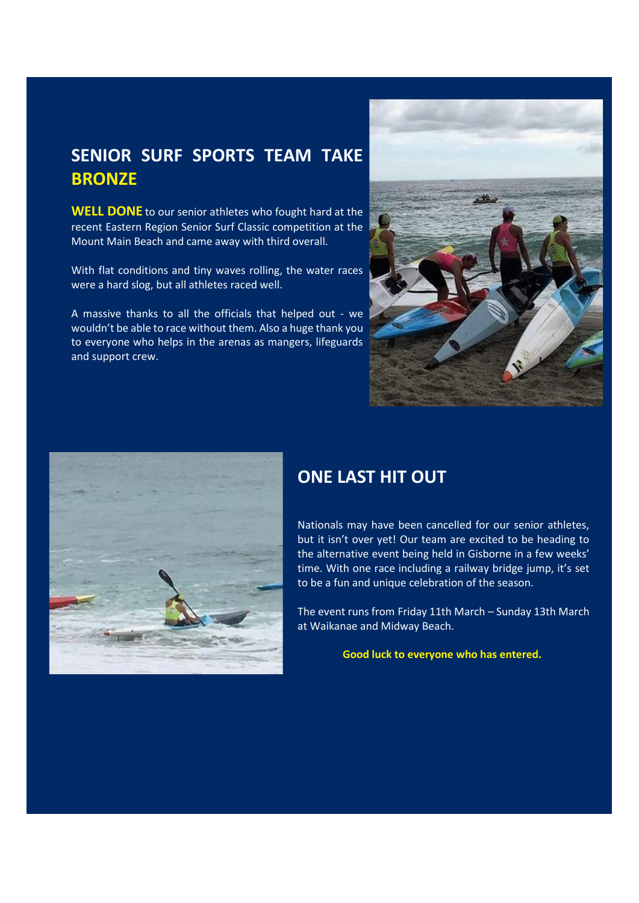## SENIOR SURF SPORTS TEAM TAKE BRONZE

**WELL DONE** to our senior athletes who fought hard at the recent Eastern Region Senior Surf Classic competition at the Mount Main Beach and came away with third overall.

With flat conditions and tiny waves rolling, the water races were a hard slog, but all athletes raced well.

A massive thanks to all the officials that helped out - we wouldn't be able to race without them. Also a huge thank you to everyone who helps in the arenas as mangers, lifeguards and support crew.

## ONE LAST HIT OUT

Nationals may have been cancelled for our senior athletes, but it isn't over yet! Our team are excited to be heading to the alternative event being held in Gisborne in a few weeks' time. With one race including a railway bridge jump, it's set to be a fun and unique celebration of the season.

The event runs from Friday 11th March – Sunday 13th March at Waikanae and Midway Beach.

**Good luck to everyone who has entered.**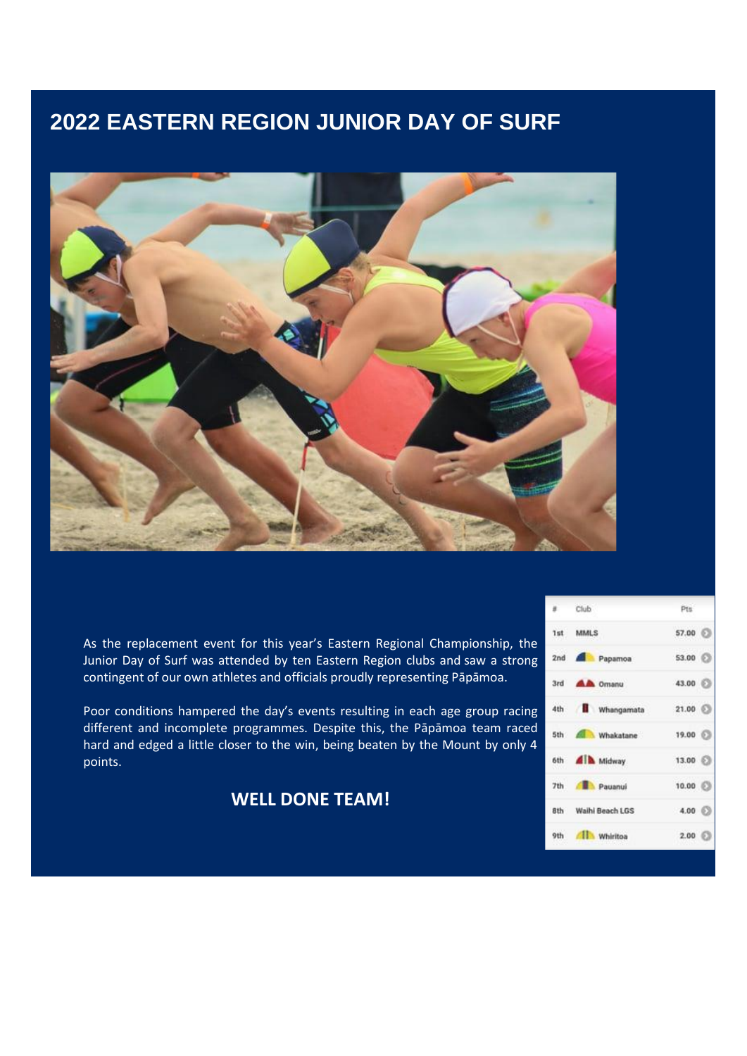# 2022 EASTERN REGION JUNIOR DAY OF SURF

As the replacement event for this year's Eastern Regional Championship, the Junior Day of Surf was attended by ten Eastern Region clubs and saw a strong contingent of our own athletes and officials proudly representing Pāpāmoa.

Poor conditions hampered the day's events resulting in each age group racing different and incomplete programmes. Despite this, the Pāpāmoa team raced hard and edged a little closer to the win, being beaten by the Mount by only 4 points.

**WELL DONE TEAM!**

| # | Club | Pts |
|---|---|---|
| 1st | MMLS | 57.00 |
| 2nd | Papamoa | 53.00 |
| 3rd | Omanu | 43.00 |
| 4th | Whangamata | 21.00 |
| 5th | Whakatane | 19.00 |
| 6th | Midway | 13.00 |
| 7th | Pauanui | 10.00 |
| 8th | Waihi Beach LGS | 4.00 |
| 9th | Whiritoa | 2.00 |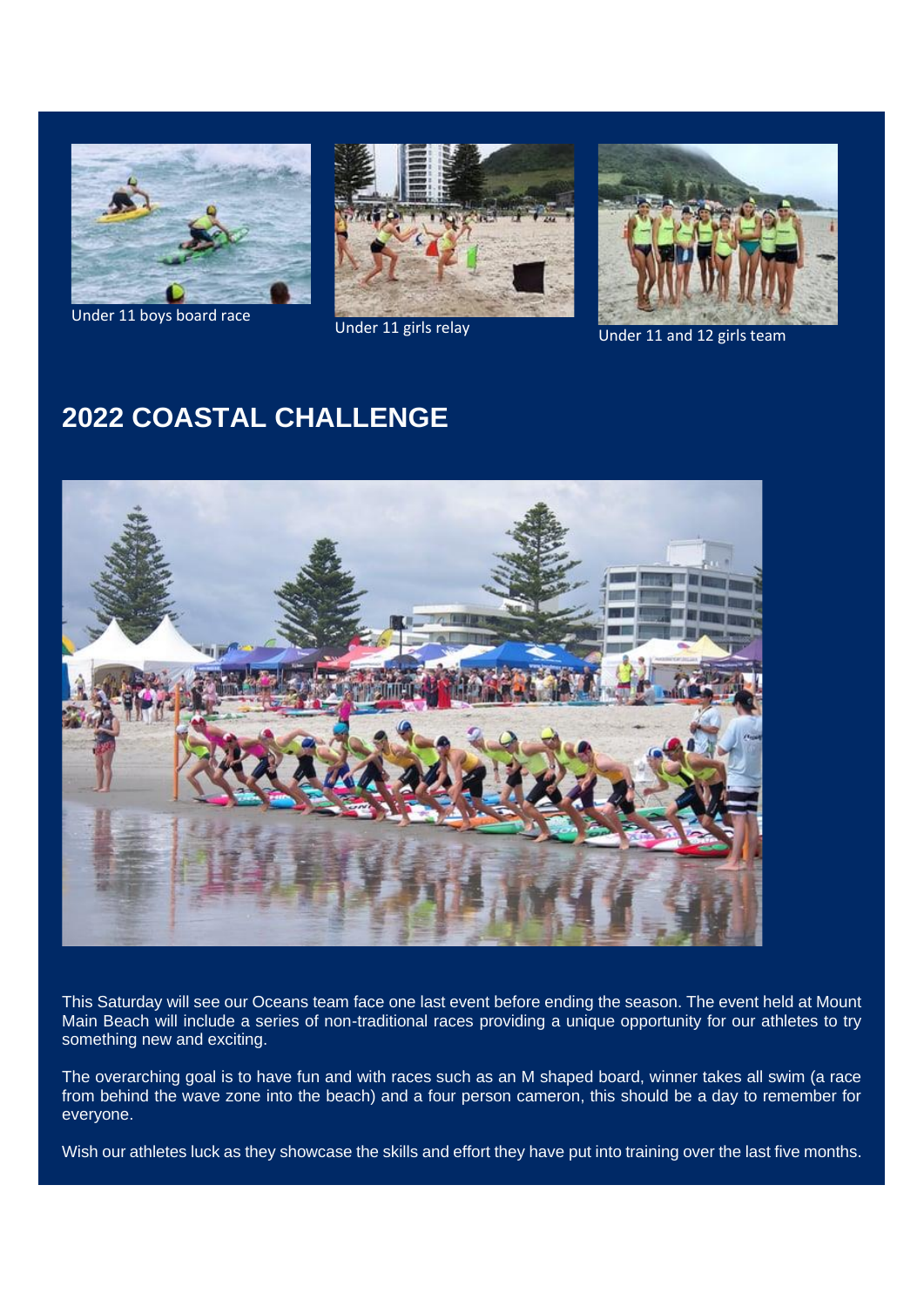Under 11 boys board race

Under 11 girls relay

Under 11 and 12 girls team

## 2022 COASTAL CHALLENGE

This Saturday will see our Oceans team face one last event before ending the season. The event held at Mount Main Beach will include a series of non-traditional races providing a unique opportunity for our athletes to try something new and exciting.

The overarching goal is to have fun and with races such as an M shaped board, winner takes all swim (a race from behind the wave zone into the beach) and a four person cameron, this should be a day to remember for everyone.

Wish our athletes luck as they showcase the skills and effort they have put into training over the last five months.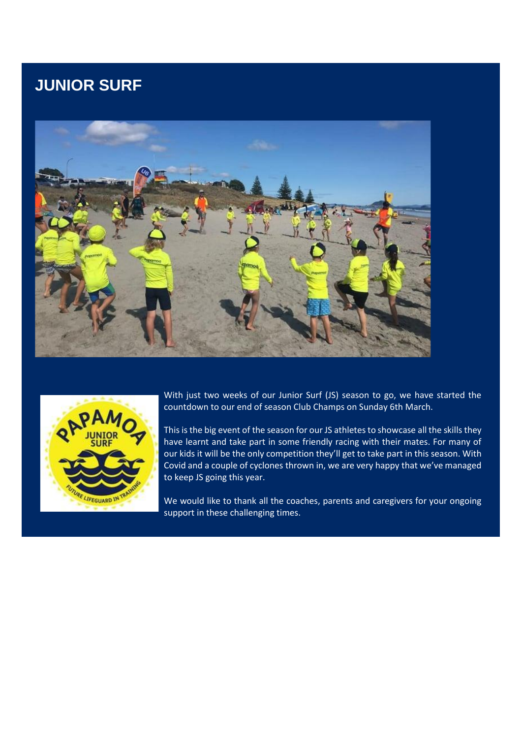# JUNIOR SURF

With just two weeks of our Junior Surf (JS) season to go, we have started the countdown to our end of season Club Champs on Sunday 6th March.

This is the big event of the season for our JS athletes to showcase all the skills they have learnt and take part in some friendly racing with their mates. For many of our kids it will be the only competition they'll get to take part in this season. With Covid and a couple of cyclones thrown in, we are very happy that we've managed to keep JS going this year.

We would like to thank all the coaches, parents and caregivers for your ongoing support in these challenging times.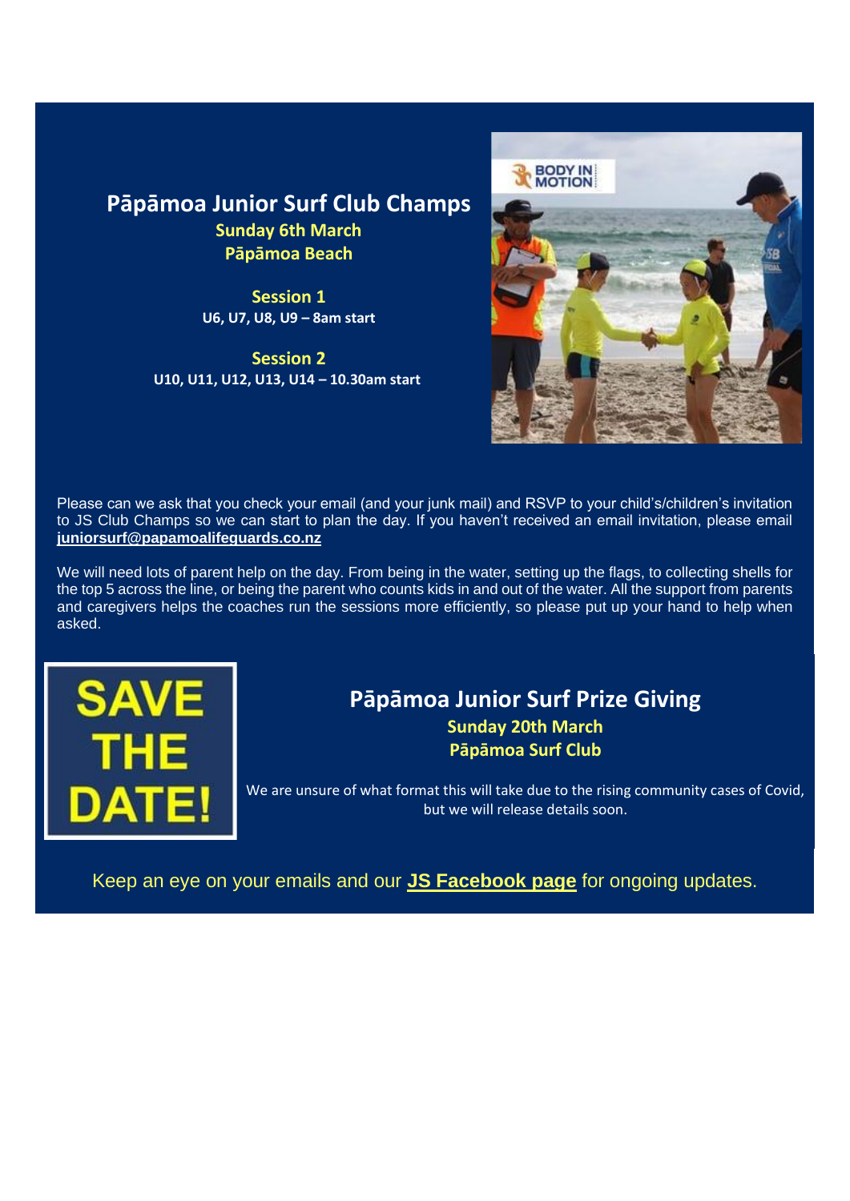## Pāpāmoa Junior Surf Club Champs

**Sunday 6th March**
**Pāpāmoa Beach**

**Session 1**
**U6, U7, U8, U9 – 8am start**

**Session 2**
**U10, U11, U12, U13, U14 – 10.30am start**

Please can we ask that you check your email (and your junk mail) and RSVP to your child's/children's invitation to JS Club Champs so we can start to plan the day. If you haven't received an email invitation, please email **juniorsurf@papamoalifeguards.co.nz**

We will need lots of parent help on the day. From being in the water, setting up the flags, to collecting shells for the top 5 across the line, or being the parent who counts kids in and out of the water. All the support from parents and caregivers helps the coaches run the sessions more efficiently, so please put up your hand to help when asked.

**SAVE THE DATE!**

## Pāpāmoa Junior Surf Prize Giving

**Sunday 20th March**
**Pāpāmoa Surf Club**

We are unsure of what format this will take due to the rising community cases of Covid, but we will release details soon.

Keep an eye on your emails and our **JS Facebook page** for ongoing updates.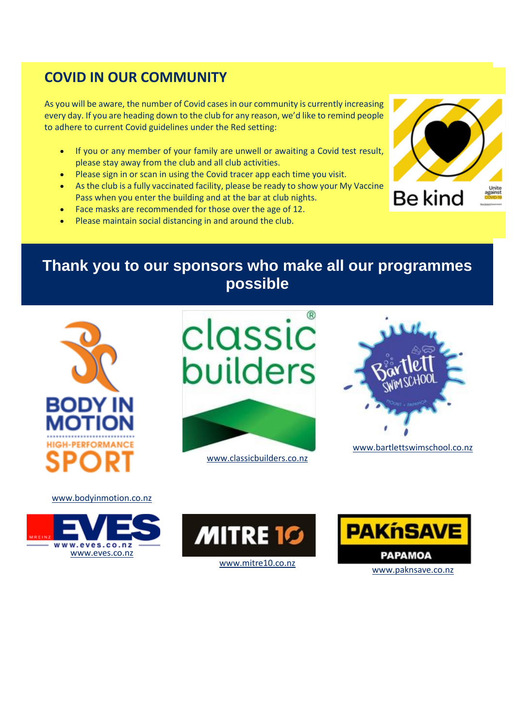## COVID IN OUR COMMUNITY

As you will be aware, the number of Covid cases in our community is currently increasing every day. If you are heading down to the club for any reason, we'd like to remind people to adhere to current Covid guidelines under the Red setting:

- If you or any member of your family are unwell or awaiting a Covid test result, please stay away from the club and all club activities.
- Please sign in or scan in using the Covid tracer app each time you visit.
- As the club is a fully vaccinated facility, please be ready to show your My Vaccine Pass when you enter the building and at the bar at club nights.
- Face masks are recommended for those over the age of 12.
- Please maintain social distancing in and around the club.

## Thank you to our sponsors who make all our programmes possible

www.bodyinmotion.co.nz

www.classicbuilders.co.nz

www.bartlettswimschool.co.nz

www.eves.co.nz

www.mitre10.co.nz

www.paknsave.co.nz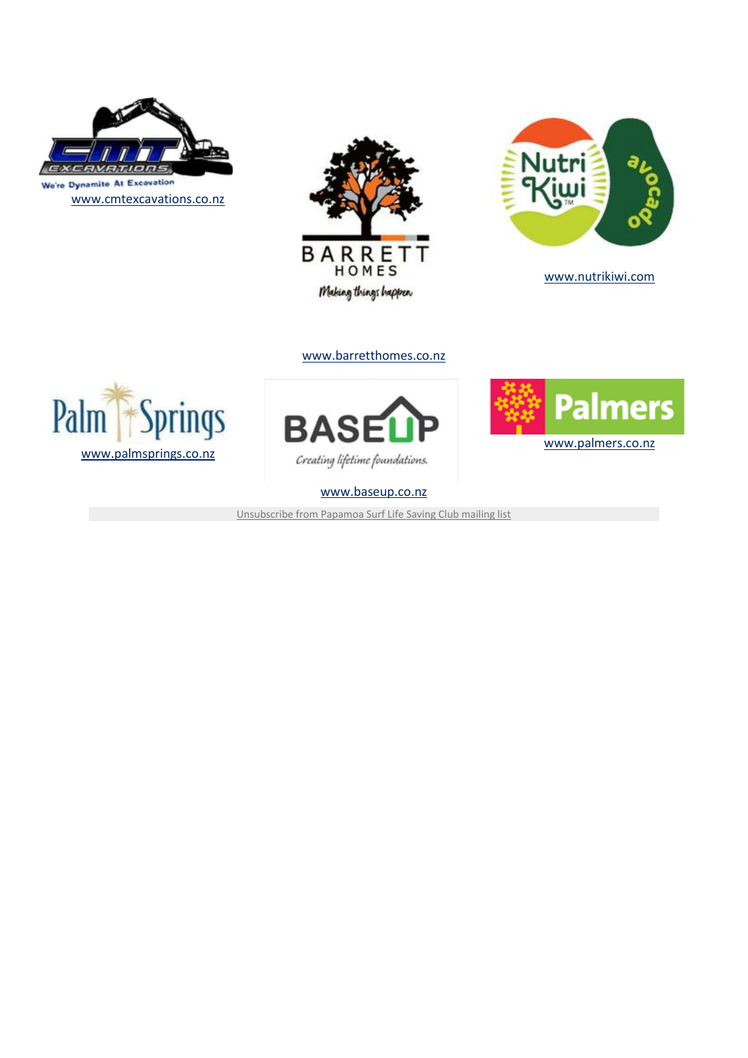www.cmtexcavations.co.nz

www.nutrikiwi.com

www.barretthomes.co.nz

www.palmsprings.co.nz

www.palmers.co.nz

www.baseup.co.nz

Unsubscribe from Papamoa Surf Life Saving Club mailing list